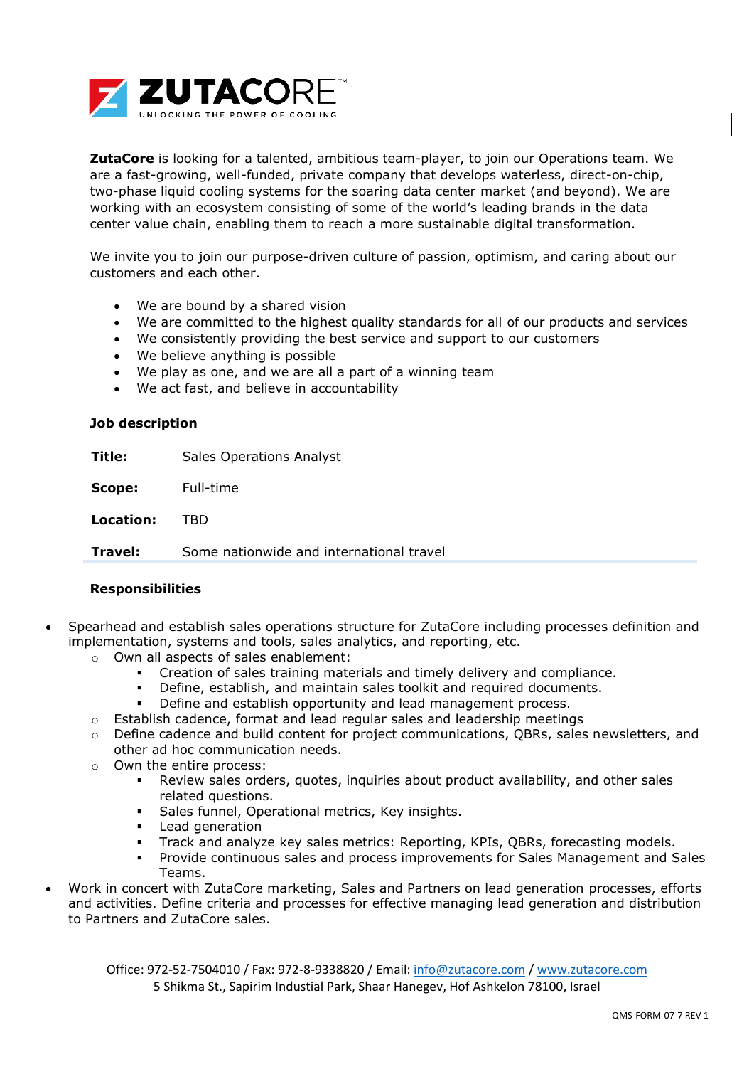**ZutaCore** is looking for a talented, ambitious team-player, to join our Operations team. We are a fast-growing, well-funded, private company that develops waterless, direct-on-chip, two-phase liquid cooling systems for the soaring data center market (and beyond). We are working with an ecosystem consisting of some of the world's leading brands in the data center value chain, enabling them to reach a more sustainable digital transformation.

We invite you to join our purpose-driven culture of passion, optimism, and caring about our customers and each other.

- We are bound by a shared vision
- We are committed to the highest quality standards for all of our products and services
- We consistently providing the best service and support to our customers
- We believe anything is possible
- We play as one, and we are all a part of a winning team
- We act fast, and believe in accountability

### Job description

| | |
|---|---|
| **Title:** | Sales Operations Analyst |
| **Scope:** | Full-time |
| **Location:** | TBD |
| **Travel:** | Some nationwide and international travel |

### Responsibilities

- Spearhead and establish sales operations structure for ZutaCore including processes definition and implementation, systems and tools, sales analytics, and reporting, etc.
  - Own all aspects of sales enablement:
    - Creation of sales training materials and timely delivery and compliance.
    - Define, establish, and maintain sales toolkit and required documents.
    - Define and establish opportunity and lead management process.
  - Establish cadence, format and lead regular sales and leadership meetings
  - Define cadence and build content for project communications, QBRs, sales newsletters, and other ad hoc communication needs.
  - Own the entire process:
    - Review sales orders, quotes, inquiries about product availability, and other sales related questions.
    - Sales funnel, Operational metrics, Key insights.
    - Lead generation
    - Track and analyze key sales metrics: Reporting, KPIs, QBRs, forecasting models.
    - Provide continuous sales and process improvements for Sales Management and Sales Teams.
- Work in concert with ZutaCore marketing, Sales and Partners on lead generation processes, efforts and activities. Define criteria and processes for effective managing lead generation and distribution to Partners and ZutaCore sales.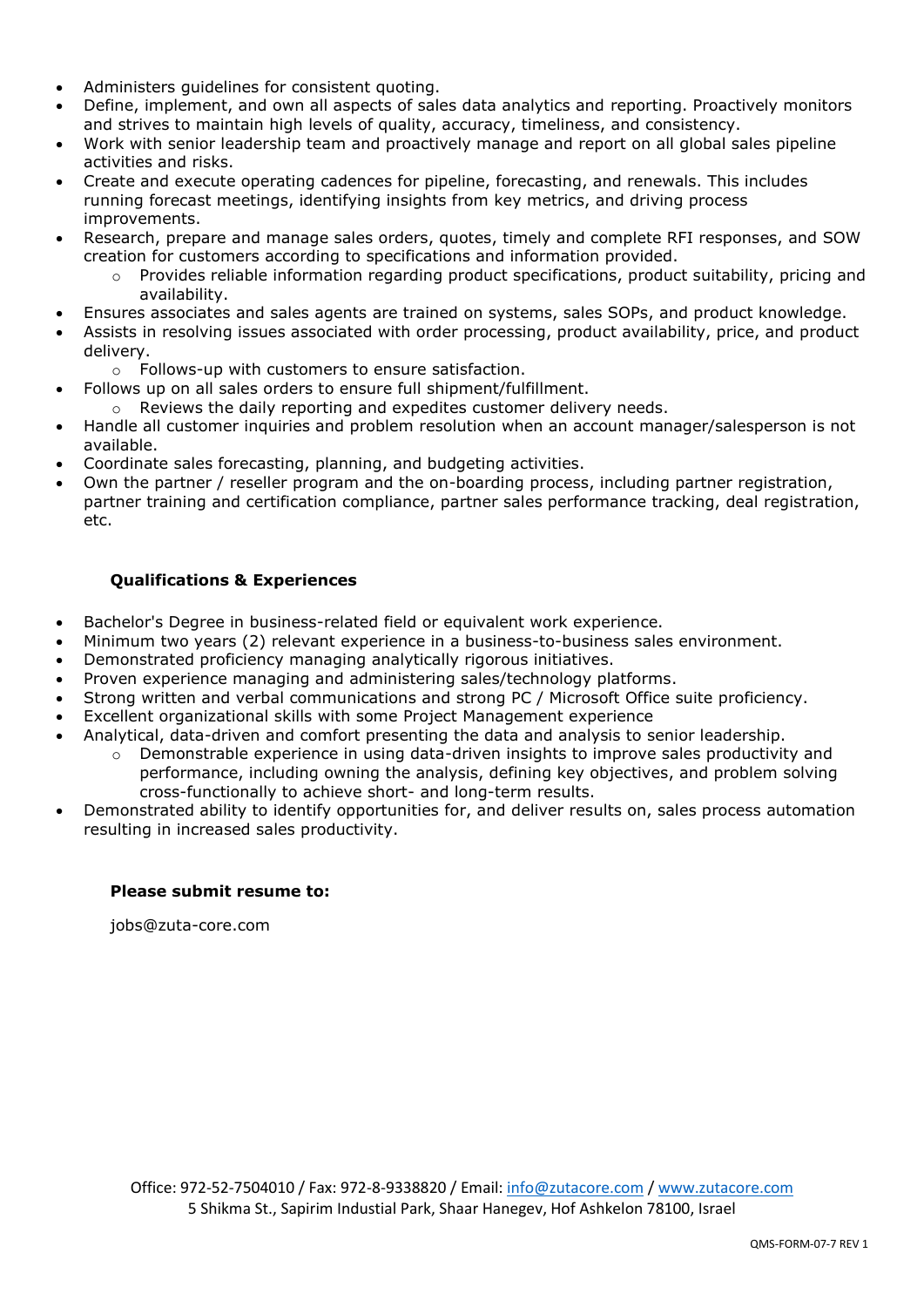- Administers guidelines for consistent quoting.
- Define, implement, and own all aspects of sales data analytics and reporting. Proactively monitors and strives to maintain high levels of quality, accuracy, timeliness, and consistency.
- Work with senior leadership team and proactively manage and report on all global sales pipeline activities and risks.
- Create and execute operating cadences for pipeline, forecasting, and renewals. This includes running forecast meetings, identifying insights from key metrics, and driving process improvements.
- Research, prepare and manage sales orders, quotes, timely and complete RFI responses, and SOW creation for customers according to specifications and information provided.
  - Provides reliable information regarding product specifications, product suitability, pricing and availability.
- Ensures associates and sales agents are trained on systems, sales SOPs, and product knowledge.
- Assists in resolving issues associated with order processing, product availability, price, and product delivery.
  - Follows-up with customers to ensure satisfaction.
- Follows up on all sales orders to ensure full shipment/fulfillment.
  - Reviews the daily reporting and expedites customer delivery needs.
- Handle all customer inquiries and problem resolution when an account manager/salesperson is not available.
- Coordinate sales forecasting, planning, and budgeting activities.
- Own the partner / reseller program and the on-boarding process, including partner registration, partner training and certification compliance, partner sales performance tracking, deal registration, etc.

**Qualifications & Experiences**

- Bachelor's Degree in business-related field or equivalent work experience.
- Minimum two years (2) relevant experience in a business-to-business sales environment.
- Demonstrated proficiency managing analytically rigorous initiatives.
- Proven experience managing and administering sales/technology platforms.
- Strong written and verbal communications and strong PC / Microsoft Office suite proficiency.
- Excellent organizational skills with some Project Management experience
- Analytical, data-driven and comfort presenting the data and analysis to senior leadership.
  - Demonstrable experience in using data-driven insights to improve sales productivity and performance, including owning the analysis, defining key objectives, and problem solving cross-functionally to achieve short- and long-term results.
- Demonstrated ability to identify opportunities for, and deliver results on, sales process automation resulting in increased sales productivity.

**Please submit resume to:**

jobs@zuta-core.com

Office: 972-52-7504010 / Fax: 972-8-9338820 / Email: info@zutacore.com / www.zutacore.com
5 Shikma St., Sapirim Industial Park, Shaar Hanegev, Hof Ashkelon 78100, Israel

QMS-FORM-07-7 REV 1